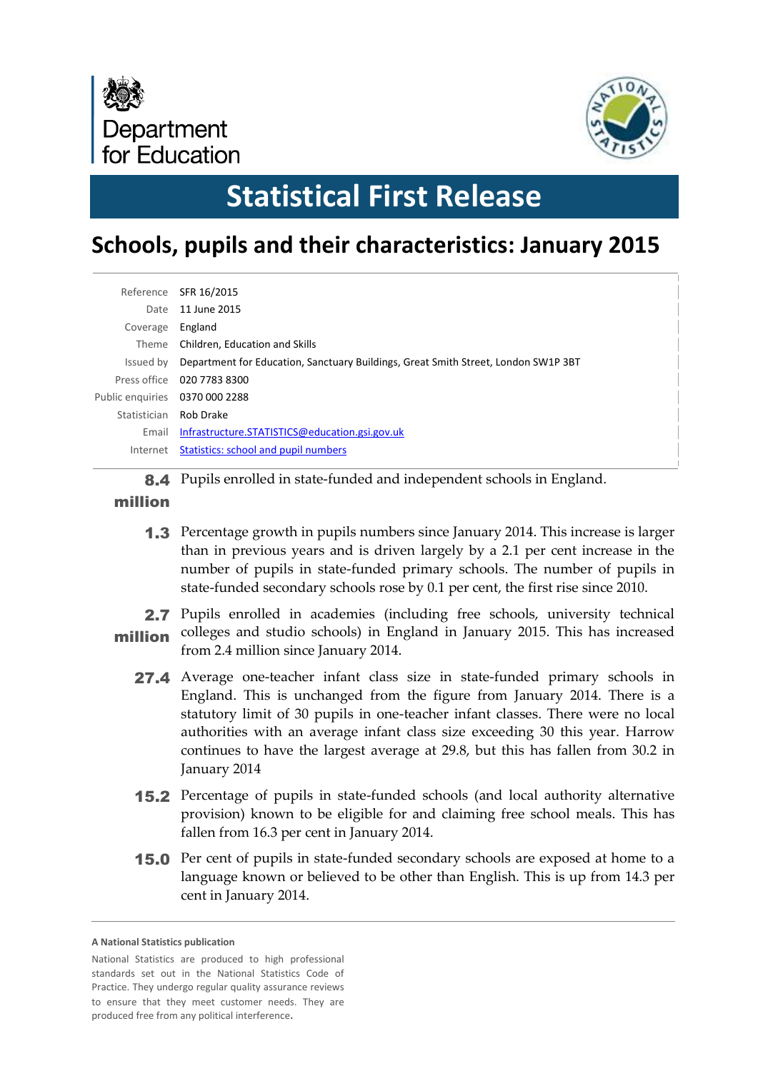Department for Education

# Statistical First Release

## Schools, pupils and their characteristics: January 2015

| | |
|---|---|
| Reference | SFR 16/2015 |
| Date | 11 June 2015 |
| Coverage | England |
| Theme | Children, Education and Skills |
| Issued by | Department for Education, Sanctuary Buildings, Great Smith Street, London SW1P 3BT |
| Press office | 020 7783 8300 |
| Public enquiries | 0370 000 2288 |
| Statistician | Rob Drake |
| Email | Infrastructure.STATISTICS@education.gsi.gov.uk |
| Internet | Statistics: school and pupil numbers |

**8.4 million** Pupils enrolled in state-funded and independent schools in England.

**1.3** Percentage growth in pupils numbers since January 2014. This increase is larger than in previous years and is driven largely by a 2.1 per cent increase in the number of pupils in state-funded primary schools. The number of pupils in state-funded secondary schools rose by 0.1 per cent, the first rise since 2010.

**2.7 million** Pupils enrolled in academies (including free schools, university technical colleges and studio schools) in England in January 2015. This has increased from 2.4 million since January 2014.

**27.4** Average one-teacher infant class size in state-funded primary schools in England. This is unchanged from the figure from January 2014. There is a statutory limit of 30 pupils in one-teacher infant classes. There were no local authorities with an average infant class size exceeding 30 this year. Harrow continues to have the largest average at 29.8, but this has fallen from 30.2 in January 2014

**15.2** Percentage of pupils in state-funded schools (and local authority alternative provision) known to be eligible for and claiming free school meals. This has fallen from 16.3 per cent in January 2014.

**15.0** Per cent of pupils in state-funded secondary schools are exposed at home to a language known or believed to be other than English. This is up from 14.3 per cent in January 2014.

**A National Statistics publication**

National Statistics are produced to high professional standards set out in the National Statistics Code of Practice. They undergo regular quality assurance reviews to ensure that they meet customer needs. They are produced free from any political interference.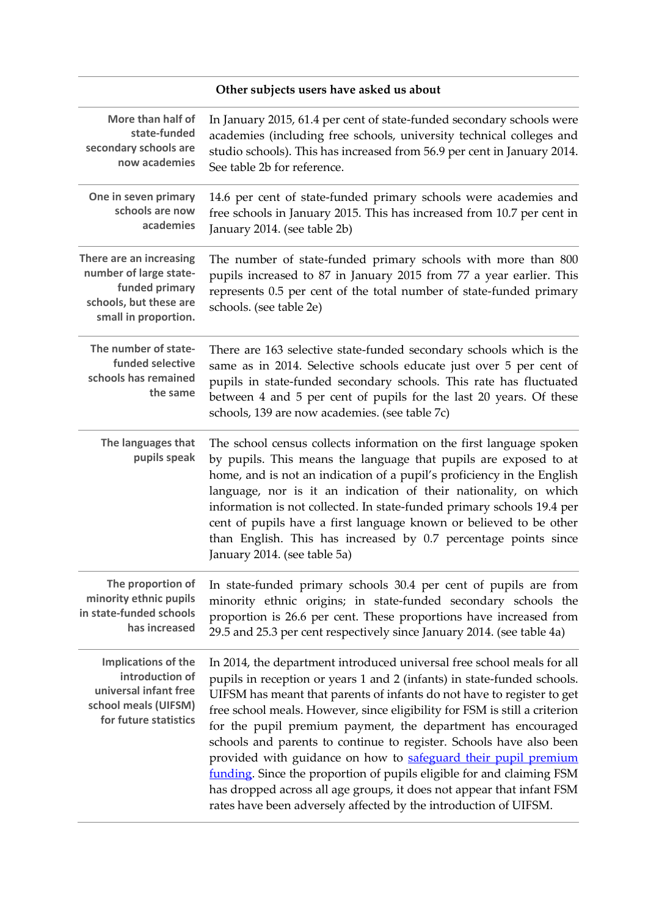| Other subjects users have asked us about | |
|---|---|
| **More than half of state-funded secondary schools are now academies** | In January 2015, 61.4 per cent of state-funded secondary schools were academies (including free schools, university technical colleges and studio schools). This has increased from 56.9 per cent in January 2014. See table 2b for reference. |
| **One in seven primary schools are now academies** | 14.6 per cent of state-funded primary schools were academies and free schools in January 2015. This has increased from 10.7 per cent in January 2014. (see table 2b) |
| **There are an increasing number of large state-funded primary schools, but these are small in proportion.** | The number of state-funded primary schools with more than 800 pupils increased to 87 in January 2015 from 77 a year earlier. This represents 0.5 per cent of the total number of state-funded primary schools. (see table 2e) |
| **The number of state-funded selective schools has remained the same** | There are 163 selective state-funded secondary schools which is the same as in 2014. Selective schools educate just over 5 per cent of pupils in state-funded secondary schools. This rate has fluctuated between 4 and 5 per cent of pupils for the last 20 years. Of these schools, 139 are now academies. (see table 7c) |
| **The languages that pupils speak** | The school census collects information on the first language spoken by pupils. This means the language that pupils are exposed to at home, and is not an indication of a pupil's proficiency in the English language, nor is it an indication of their nationality, on which information is not collected. In state-funded primary schools 19.4 per cent of pupils have a first language known or believed to be other than English. This has increased by 0.7 percentage points since January 2014. (see table 5a) |
| **The proportion of minority ethnic pupils in state-funded schools has increased** | In state-funded primary schools 30.4 per cent of pupils are from minority ethnic origins; in state-funded secondary schools the proportion is 26.6 per cent. These proportions have increased from 29.5 and 25.3 per cent respectively since January 2014. (see table 4a) |
| **Implications of the introduction of universal infant free school meals (UIFSM) for future statistics** | In 2014, the department introduced universal free school meals for all pupils in reception or years 1 and 2 (infants) in state-funded schools. UIFSM has meant that parents of infants do not have to register to get free school meals. However, since eligibility for FSM is still a criterion for the pupil premium payment, the department has encouraged schools and parents to continue to register. Schools have also been provided with guidance on how to safeguard their pupil premium funding. Since the proportion of pupils eligible for and claiming FSM has dropped across all age groups, it does not appear that infant FSM rates have been adversely affected by the introduction of UIFSM. |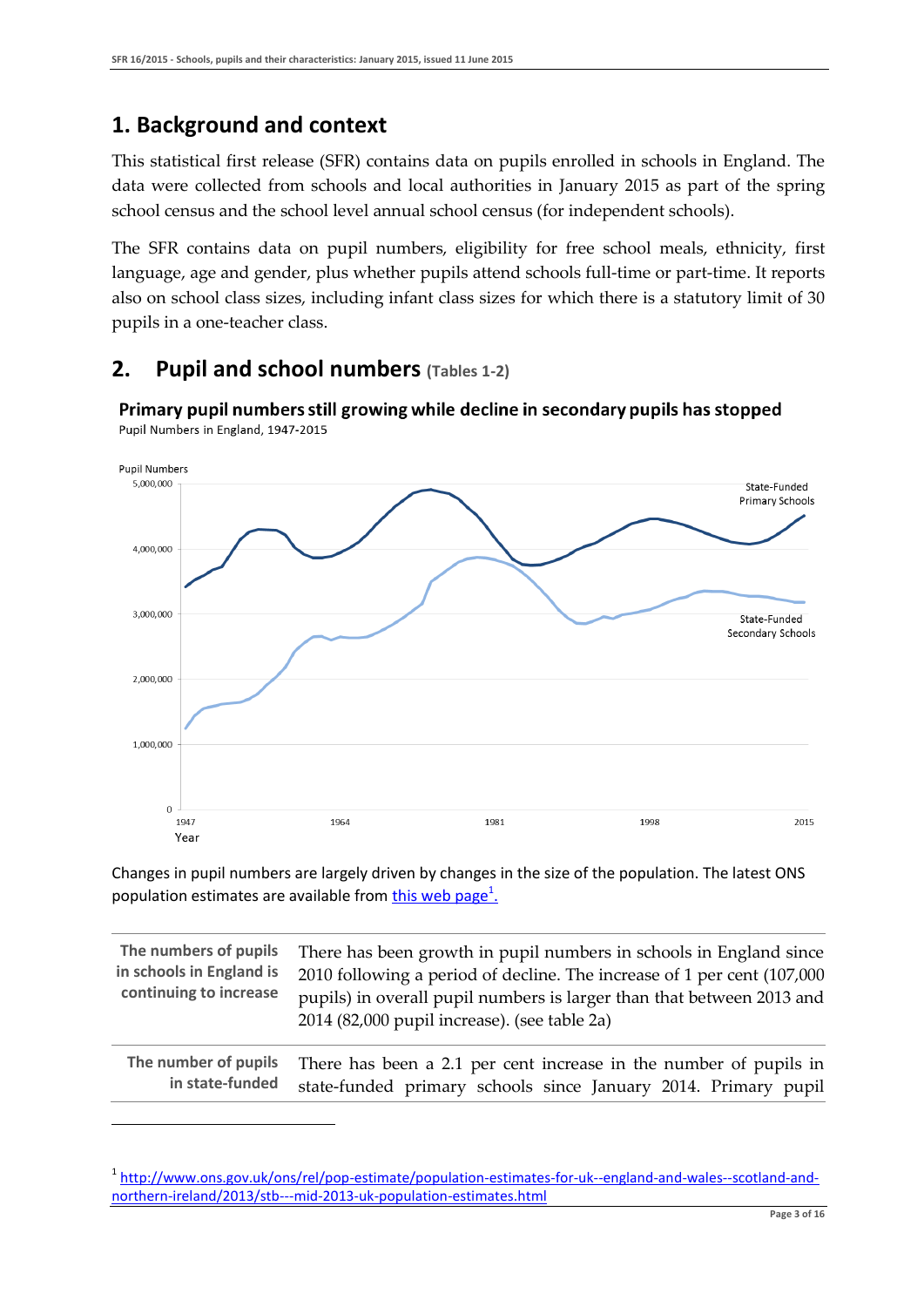## 1. Background and context

This statistical first release (SFR) contains data on pupils enrolled in schools in England. The data were collected from schools and local authorities in January 2015 as part of the spring school census and the school level annual school census (for independent schools).

The SFR contains data on pupil numbers, eligibility for free school meals, ethnicity, first language, age and gender, plus whether pupils attend schools full-time or part-time. It reports also on school class sizes, including infant class sizes for which there is a statutory limit of 30 pupils in a one-teacher class.

## 2. Pupil and school numbers (Tables 1-2)

**Primary pupil numbers still growing while decline in secondary pupils has stopped**

Pupil Numbers in England, 1947-2015

Changes in pupil numbers are largely driven by changes in the size of the population. The latest ONS population estimates are available from this web page[1].

| | |
|---|---|
| **The numbers of pupils in schools in England is continuing to increase** | There has been growth in pupil numbers in schools in England since 2010 following a period of decline. The increase of 1 per cent (107,000 pupils) in overall pupil numbers is larger than that between 2013 and 2014 (82,000 pupil increase). (see table 2a) |
| **The number of pupils in state-funded** | There has been a 2.1 per cent increase in the number of pupils in state-funded primary schools since January 2014. Primary pupil |

[1] http://www.ons.gov.uk/ons/rel/pop-estimate/population-estimates-for-uk--england-and-wales--scotland-and-northern-ireland/2013/stb---mid-2013-uk-population-estimates.html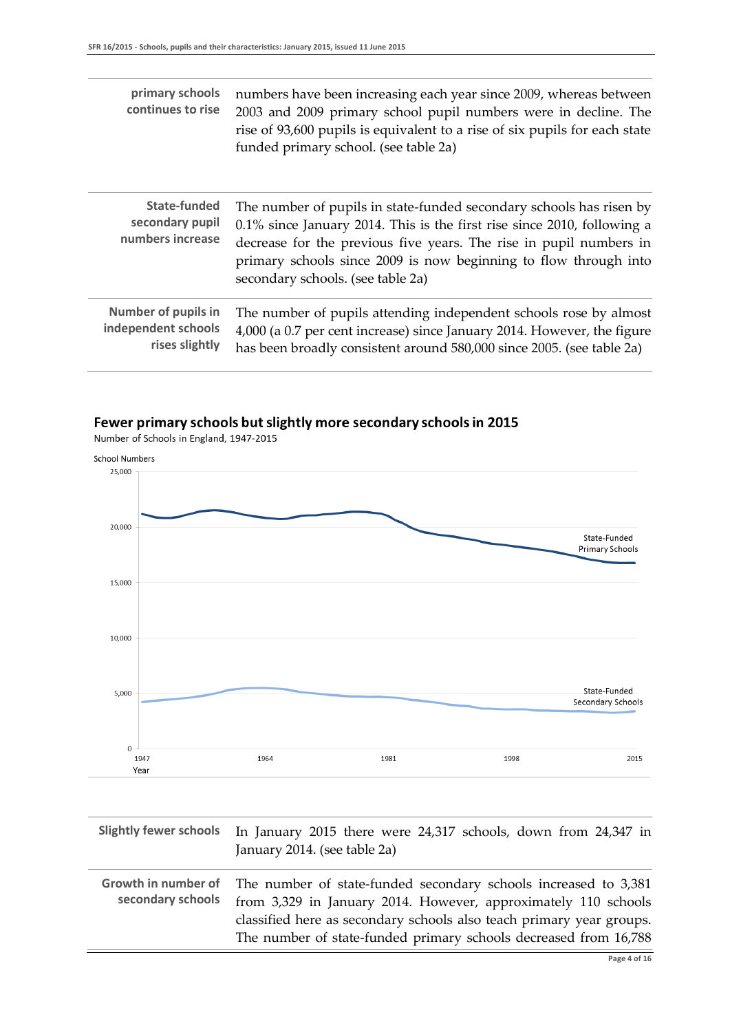| | |
|---|---|
| **primary schools continues to rise** | numbers have been increasing each year since 2009, whereas between 2003 and 2009 primary school pupil numbers were in decline. The rise of 93,600 pupils is equivalent to a rise of six pupils for each state funded primary school. (see table 2a) |
| **State-funded secondary pupil numbers increase** | The number of pupils in state-funded secondary schools has risen by 0.1% since January 2014. This is the first rise since 2010, following a decrease for the previous five years. The rise in pupil numbers in primary schools since 2009 is now beginning to flow through into secondary schools. (see table 2a) |
| **Number of pupils in independent schools rises slightly** | The number of pupils attending independent schools rose by almost 4,000 (a 0.7 per cent increase) since January 2014. However, the figure has been broadly consistent around 580,000 since 2005. (see table 2a) |

**Fewer primary schools but slightly more secondary schools in 2015**

Number of Schools in England, 1947-2015

| | |
|---|---|
| **Slightly fewer schools** | In January 2015 there were 24,317 schools, down from 24,347 in January 2014. (see table 2a) |
| **Growth in number of secondary schools** | The number of state-funded secondary schools increased to 3,381 from 3,329 in January 2014. However, approximately 110 schools classified here as secondary schools also teach primary year groups. The number of state-funded primary schools decreased from 16,788 |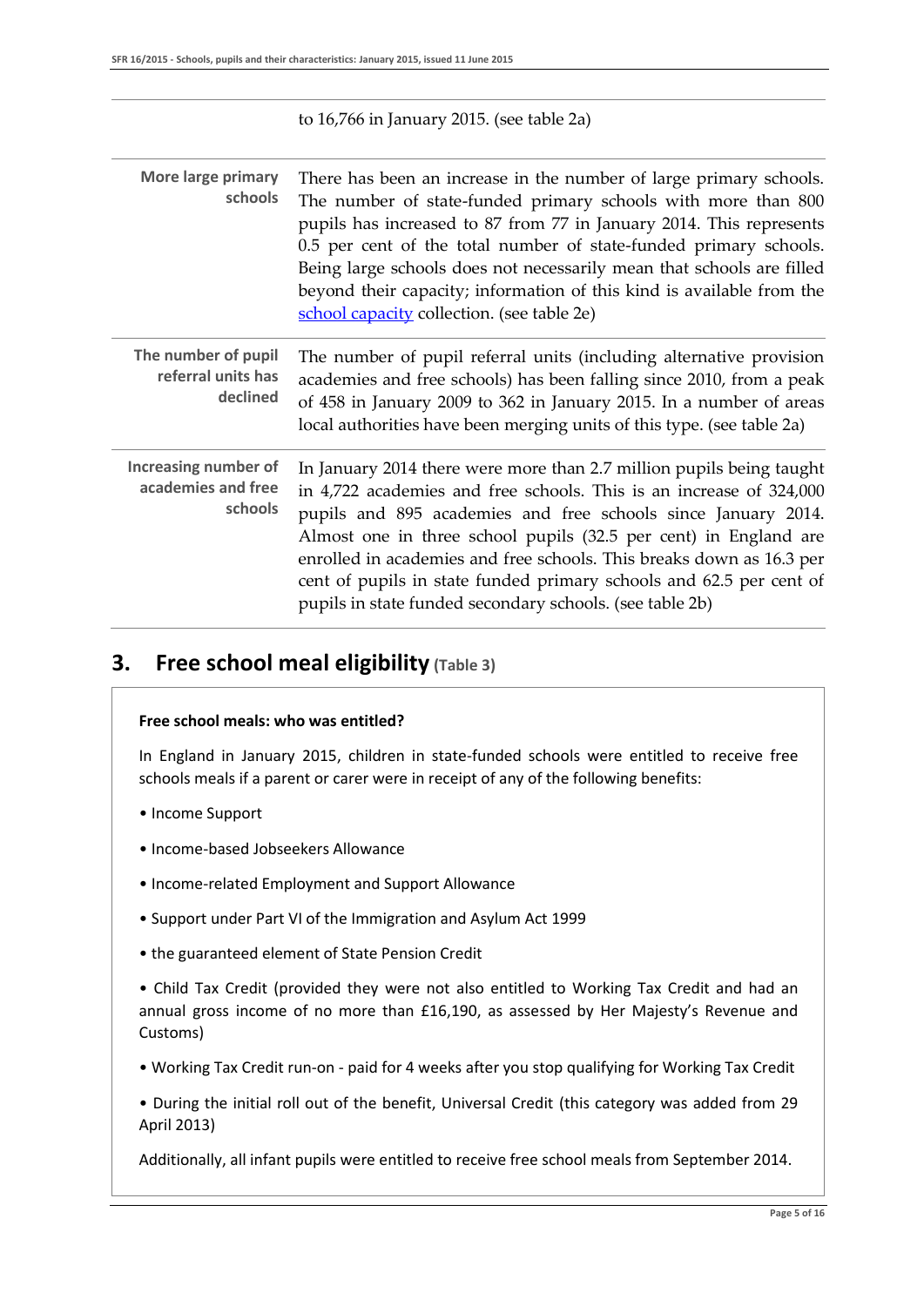to 16,766 in January 2015. (see table 2a)

| | |
|---|---|
| **More large primary schools** | There has been an increase in the number of large primary schools. The number of state-funded primary schools with more than 800 pupils has increased to 87 from 77 in January 2014. This represents 0.5 per cent of the total number of state-funded primary schools. Being large schools does not necessarily mean that schools are filled beyond their capacity; information of this kind is available from the [school capacity](#) collection. (see table 2e) |
| **The number of pupil referral units has declined** | The number of pupil referral units (including alternative provision academies and free schools) has been falling since 2010, from a peak of 458 in January 2009 to 362 in January 2015. In a number of areas local authorities have been merging units of this type. (see table 2a) |
| **Increasing number of academies and free schools** | In January 2014 there were more than 2.7 million pupils being taught in 4,722 academies and free schools. This is an increase of 324,000 pupils and 895 academies and free schools since January 2014. Almost one in three school pupils (32.5 per cent) in England are enrolled in academies and free schools. This breaks down as 16.3 per cent of pupils in state funded primary schools and 62.5 per cent of pupils in state funded secondary schools. (see table 2b) |

## 3. Free school meal eligibility (Table 3)

**Free school meals: who was entitled?**

In England in January 2015, children in state-funded schools were entitled to receive free schools meals if a parent or carer were in receipt of any of the following benefits:

- Income Support
- Income-based Jobseekers Allowance
- Income-related Employment and Support Allowance
- Support under Part VI of the Immigration and Asylum Act 1999
- the guaranteed element of State Pension Credit
- Child Tax Credit (provided they were not also entitled to Working Tax Credit and had an annual gross income of no more than £16,190, as assessed by Her Majesty's Revenue and Customs)
- Working Tax Credit run-on - paid for 4 weeks after you stop qualifying for Working Tax Credit
- During the initial roll out of the benefit, Universal Credit (this category was added from 29 April 2013)

Additionally, all infant pupils were entitled to receive free school meals from September 2014.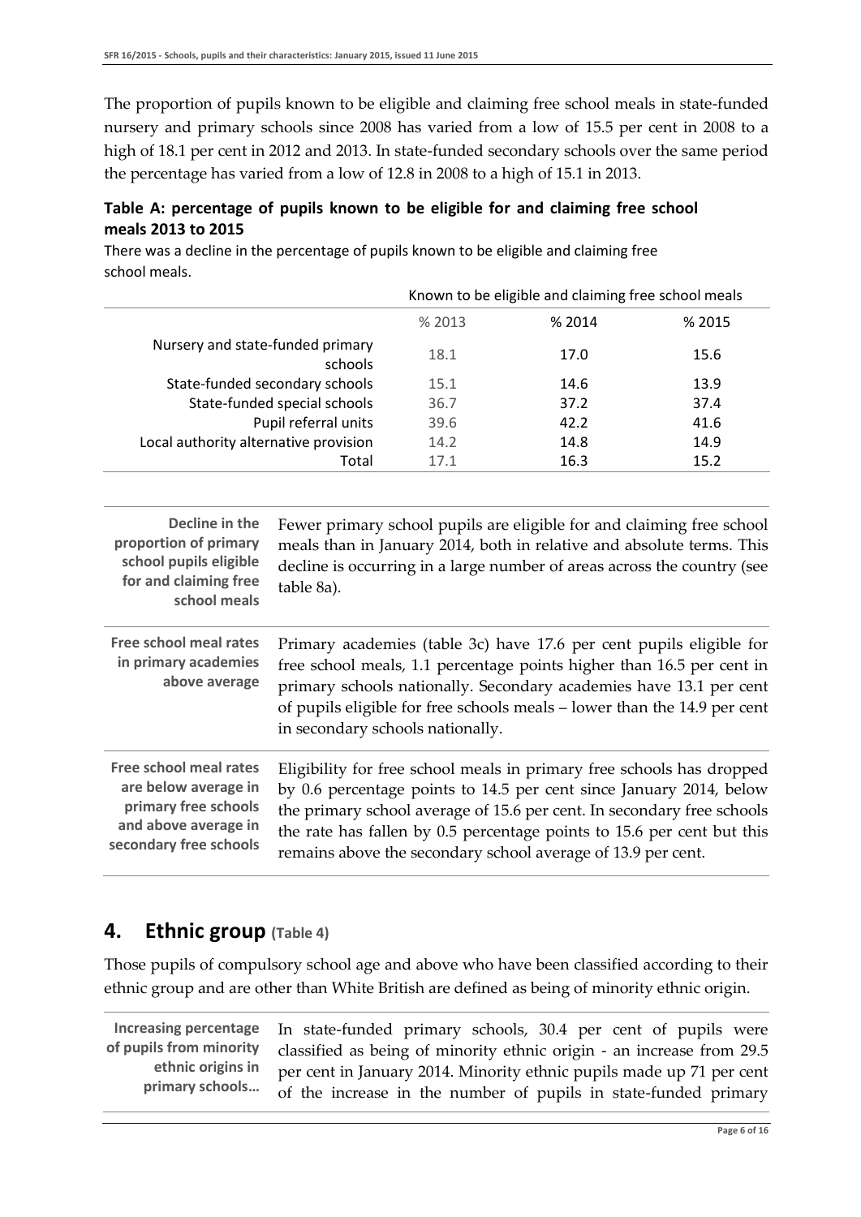The proportion of pupils known to be eligible and claiming free school meals in state-funded nursery and primary schools since 2008 has varied from a low of 15.5 per cent in 2008 to a high of 18.1 per cent in 2012 and 2013. In state-funded secondary schools over the same period the percentage has varied from a low of 12.8 in 2008 to a high of 15.1 in 2013.

**Table A: percentage of pupils known to be eligible for and claiming free school meals 2013 to 2015**

There was a decline in the percentage of pupils known to be eligible and claiming free school meals.

| | Known to be eligible and claiming free school meals | | |
|---|---|---|---|
| | % 2013 | % 2014 | % 2015 |
| Nursery and state-funded primary schools | 18.1 | 17.0 | 15.6 |
| State-funded secondary schools | 15.1 | 14.6 | 13.9 |
| State-funded special schools | 36.7 | 37.2 | 37.4 |
| Pupil referral units | 39.6 | 42.2 | 41.6 |
| Local authority alternative provision | 14.2 | 14.8 | 14.9 |
| Total | 17.1 | 16.3 | 15.2 |

**Decline in the proportion of primary school pupils eligible for and claiming free school meals**

Fewer primary school pupils are eligible for and claiming free school meals than in January 2014, both in relative and absolute terms. This decline is occurring in a large number of areas across the country (see table 8a).

**Free school meal rates in primary academies above average**

Primary academies (table 3c) have 17.6 per cent pupils eligible for free school meals, 1.1 percentage points higher than 16.5 per cent in primary schools nationally. Secondary academies have 13.1 per cent of pupils eligible for free schools meals – lower than the 14.9 per cent in secondary schools nationally.

**Free school meal rates are below average in primary free schools and above average in secondary free schools**

Eligibility for free school meals in primary free schools has dropped by 0.6 percentage points to 14.5 per cent since January 2014, below the primary school average of 15.6 per cent. In secondary free schools the rate has fallen by 0.5 percentage points to 15.6 per cent but this remains above the secondary school average of 13.9 per cent.

## 4. Ethnic group (Table 4)

Those pupils of compulsory school age and above who have been classified according to their ethnic group and are other than White British are defined as being of minority ethnic origin.

**Increasing percentage of pupils from minority ethnic origins in primary schools…**

In state-funded primary schools, 30.4 per cent of pupils were classified as being of minority ethnic origin - an increase from 29.5 per cent in January 2014. Minority ethnic pupils made up 71 per cent of the increase in the number of pupils in state-funded primary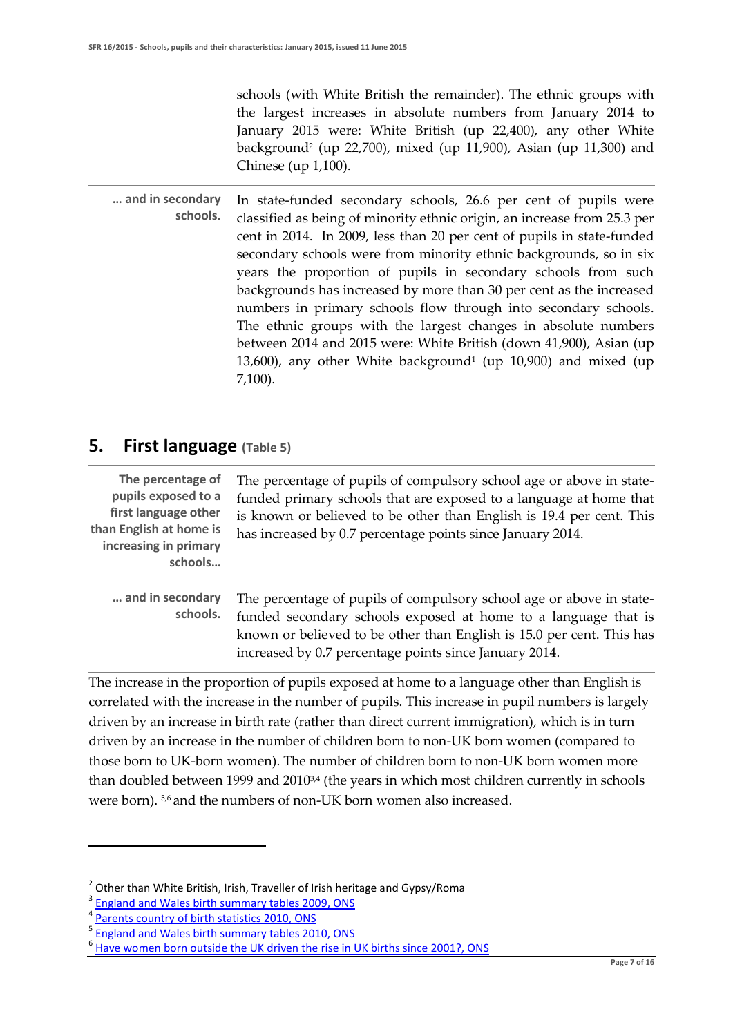schools (with White British the remainder). The ethnic groups with the largest increases in absolute numbers from January 2014 to January 2015 were: White British (up 22,400), any other White background[2] (up 22,700), mixed (up 11,900), Asian (up 11,300) and Chinese (up 1,100).

**… and in secondary schools.**

In state-funded secondary schools, 26.6 per cent of pupils were classified as being of minority ethnic origin, an increase from 25.3 per cent in 2014. In 2009, less than 20 per cent of pupils in state-funded secondary schools were from minority ethnic backgrounds, so in six years the proportion of pupils in secondary schools from such backgrounds has increased by more than 30 per cent as the increased numbers in primary schools flow through into secondary schools. The ethnic groups with the largest changes in absolute numbers between 2014 and 2015 were: White British (down 41,900), Asian (up 13,600), any other White background[1] (up 10,900) and mixed (up 7,100).

## 5. First language (Table 5)

**The percentage of pupils exposed to a first language other than English at home is increasing in primary schools…**

The percentage of pupils of compulsory school age or above in state-funded primary schools that are exposed to a language at home that is known or believed to be other than English is 19.4 per cent. This has increased by 0.7 percentage points since January 2014.

**… and in secondary schools.**

The percentage of pupils of compulsory school age or above in state-funded secondary schools exposed at home to a language that is known or believed to be other than English is 15.0 per cent. This has increased by 0.7 percentage points since January 2014.

The increase in the proportion of pupils exposed at home to a language other than English is correlated with the increase in the number of pupils. This increase in pupil numbers is largely driven by an increase in birth rate (rather than direct current immigration), which is in turn driven by an increase in the number of children born to non-UK born women (compared to those born to UK-born women). The number of children born to non-UK born women more than doubled between 1999 and 2010[3,4] (the years in which most children currently in schools were born). [5,6] and the numbers of non-UK born women also increased.

---

[2] Other than White British, Irish, Traveller of Irish heritage and Gypsy/Roma

[3] England and Wales birth summary tables 2009, ONS

[4] Parents country of birth statistics 2010, ONS

[5] England and Wales birth summary tables 2010, ONS

[6] Have women born outside the UK driven the rise in UK births since 2001?, ONS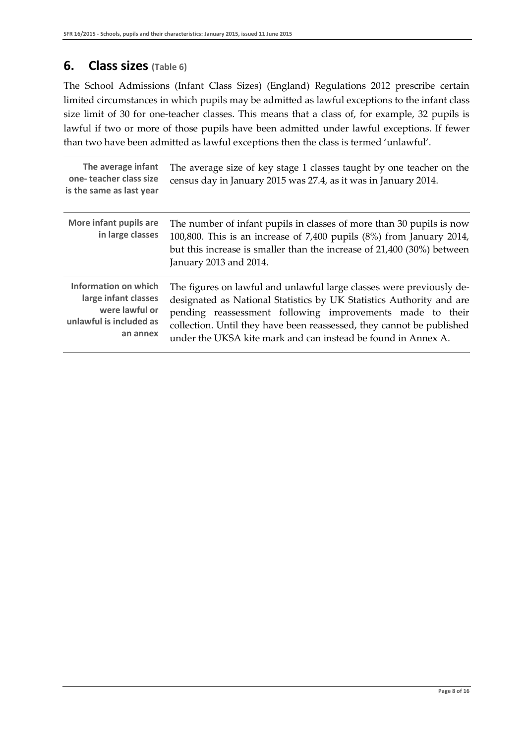## 6. Class sizes (Table 6)

The School Admissions (Infant Class Sizes) (England) Regulations 2012 prescribe certain limited circumstances in which pupils may be admitted as lawful exceptions to the infant class size limit of 30 for one-teacher classes. This means that a class of, for example, 32 pupils is lawful if two or more of those pupils have been admitted under lawful exceptions. If fewer than two have been admitted as lawful exceptions then the class is termed 'unlawful'.

**The average infant one- teacher class size is the same as last year**

The average size of key stage 1 classes taught by one teacher on the census day in January 2015 was 27.4, as it was in January 2014.

**More infant pupils are in large classes**

The number of infant pupils in classes of more than 30 pupils is now 100,800. This is an increase of 7,400 pupils (8%) from January 2014, but this increase is smaller than the increase of 21,400 (30%) between January 2013 and 2014.

**Information on which large infant classes were lawful or unlawful is included as an annex**

The figures on lawful and unlawful large classes were previously de-designated as National Statistics by UK Statistics Authority and are pending reassessment following improvements made to their collection. Until they have been reassessed, they cannot be published under the UKSA kite mark and can instead be found in Annex A.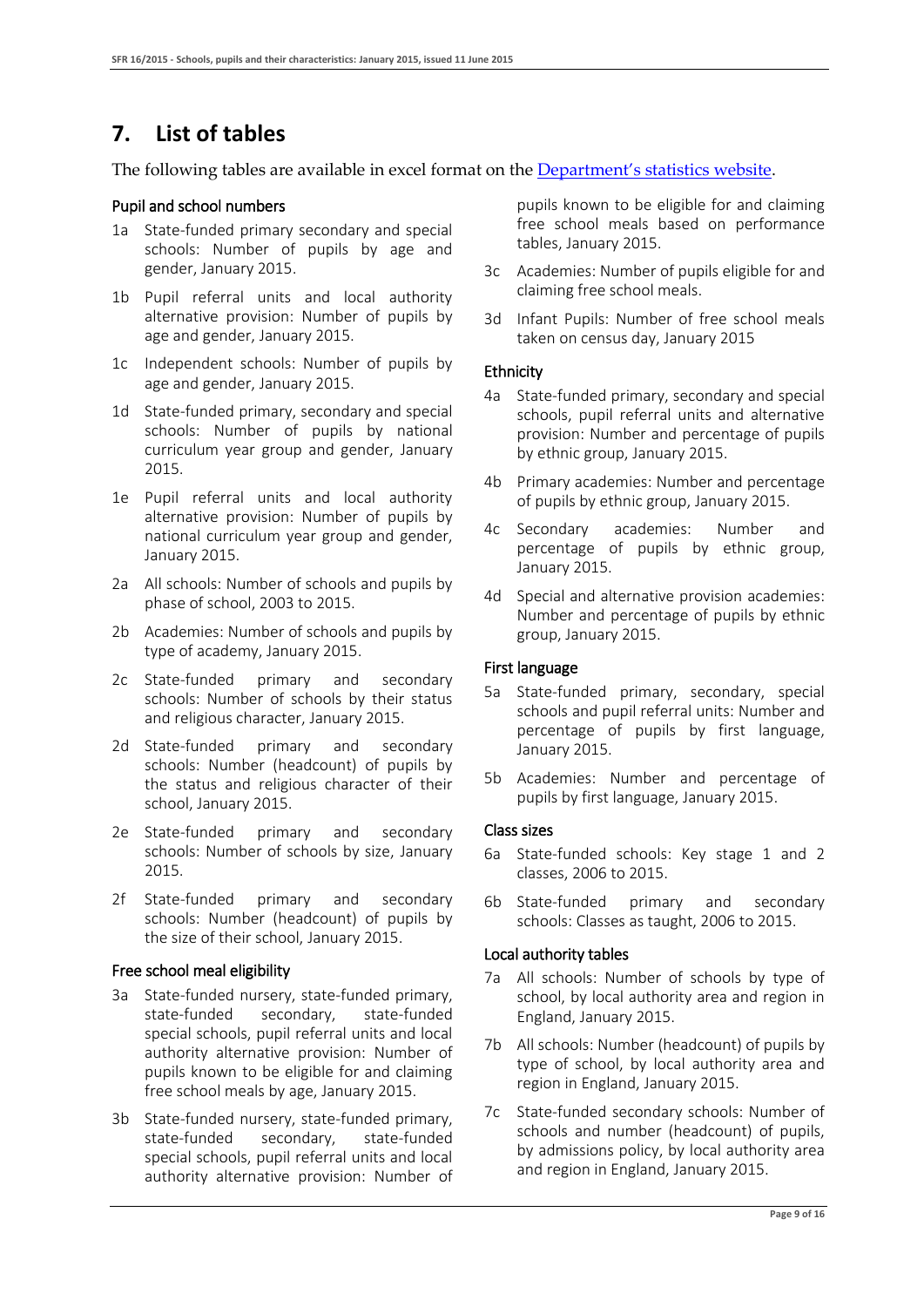# 7. List of tables

The following tables are available in excel format on the [Department's statistics website](Department's statistics website).

### Pupil and school numbers

- 1a State-funded primary secondary and special schools: Number of pupils by age and gender, January 2015.
- 1b Pupil referral units and local authority alternative provision: Number of pupils by age and gender, January 2015.
- 1c Independent schools: Number of pupils by age and gender, January 2015.
- 1d State-funded primary, secondary and special schools: Number of pupils by national curriculum year group and gender, January 2015.
- 1e Pupil referral units and local authority alternative provision: Number of pupils by national curriculum year group and gender, January 2015.
- 2a All schools: Number of schools and pupils by phase of school, 2003 to 2015.
- 2b Academies: Number of schools and pupils by type of academy, January 2015.
- 2c State-funded primary and secondary schools: Number of schools by their status and religious character, January 2015.
- 2d State-funded primary and secondary schools: Number (headcount) of pupils by the status and religious character of their school, January 2015.
- 2e State-funded primary and secondary schools: Number of schools by size, January 2015.
- 2f State-funded primary and secondary schools: Number (headcount) of pupils by the size of their school, January 2015.

### Free school meal eligibility

- 3a State-funded nursery, state-funded primary, state-funded secondary, state-funded special schools, pupil referral units and local authority alternative provision: Number of pupils known to be eligible for and claiming free school meals by age, January 2015.
- 3b State-funded nursery, state-funded primary, state-funded secondary, state-funded special schools, pupil referral units and local authority alternative provision: Number of pupils known to be eligible for and claiming free school meals based on performance tables, January 2015.
- 3c Academies: Number of pupils eligible for and claiming free school meals.
- 3d Infant Pupils: Number of free school meals taken on census day, January 2015

### Ethnicity

- 4a State-funded primary, secondary and special schools, pupil referral units and alternative provision: Number and percentage of pupils by ethnic group, January 2015.
- 4b Primary academies: Number and percentage of pupils by ethnic group, January 2015.
- 4c Secondary academies: Number and percentage of pupils by ethnic group, January 2015.
- 4d Special and alternative provision academies: Number and percentage of pupils by ethnic group, January 2015.

### First language

- 5a State-funded primary, secondary, special schools and pupil referral units: Number and percentage of pupils by first language, January 2015.
- 5b Academies: Number and percentage of pupils by first language, January 2015.

### Class sizes

- 6a State-funded schools: Key stage 1 and 2 classes, 2006 to 2015.
- 6b State-funded primary and secondary schools: Classes as taught, 2006 to 2015.

### Local authority tables

- 7a All schools: Number of schools by type of school, by local authority area and region in England, January 2015.
- 7b All schools: Number (headcount) of pupils by type of school, by local authority area and region in England, January 2015.
- 7c State-funded secondary schools: Number of schools and number (headcount) of pupils, by admissions policy, by local authority area and region in England, January 2015.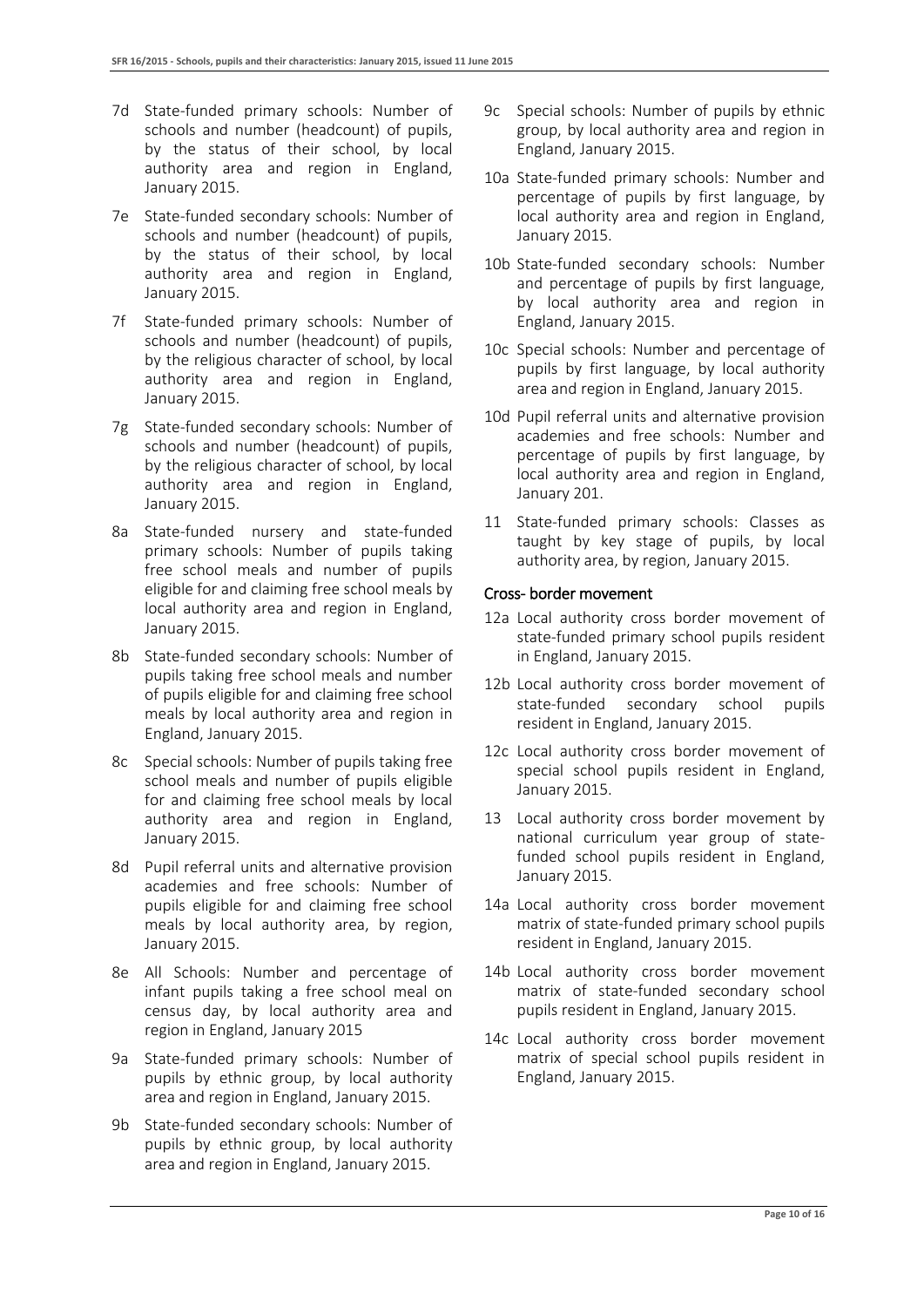7d State-funded primary schools: Number of schools and number (headcount) of pupils, by the status of their school, by local authority area and region in England, January 2015.

7e State-funded secondary schools: Number of schools and number (headcount) of pupils, by the status of their school, by local authority area and region in England, January 2015.

7f State-funded primary schools: Number of schools and number (headcount) of pupils, by the religious character of school, by local authority area and region in England, January 2015.

7g State-funded secondary schools: Number of schools and number (headcount) of pupils, by the religious character of school, by local authority area and region in England, January 2015.

8a State-funded nursery and state-funded primary schools: Number of pupils taking free school meals and number of pupils eligible for and claiming free school meals by local authority area and region in England, January 2015.

8b State-funded secondary schools: Number of pupils taking free school meals and number of pupils eligible for and claiming free school meals by local authority area and region in England, January 2015.

8c Special schools: Number of pupils taking free school meals and number of pupils eligible for and claiming free school meals by local authority area and region in England, January 2015.

8d Pupil referral units and alternative provision academies and free schools: Number of pupils eligible for and claiming free school meals by local authority area, by region, January 2015.

8e All Schools: Number and percentage of infant pupils taking a free school meal on census day, by local authority area and region in England, January 2015

9a State-funded primary schools: Number of pupils by ethnic group, by local authority area and region in England, January 2015.

9b State-funded secondary schools: Number of pupils by ethnic group, by local authority area and region in England, January 2015.

9c Special schools: Number of pupils by ethnic group, by local authority area and region in England, January 2015.

10a State-funded primary schools: Number and percentage of pupils by first language, by local authority area and region in England, January 2015.

10b State-funded secondary schools: Number and percentage of pupils by first language, by local authority area and region in England, January 2015.

10c Special schools: Number and percentage of pupils by first language, by local authority area and region in England, January 2015.

10d Pupil referral units and alternative provision academies and free schools: Number and percentage of pupils by first language, by local authority area and region in England, January 201.

11 State-funded primary schools: Classes as taught by key stage of pupils, by local authority area, by region, January 2015.

## Cross- border movement

12a Local authority cross border movement of state-funded primary school pupils resident in England, January 2015.

12b Local authority cross border movement of state-funded secondary school pupils resident in England, January 2015.

12c Local authority cross border movement of special school pupils resident in England, January 2015.

13 Local authority cross border movement by national curriculum year group of state-funded school pupils resident in England, January 2015.

14a Local authority cross border movement matrix of state-funded primary school pupils resident in England, January 2015.

14b Local authority cross border movement matrix of state-funded secondary school pupils resident in England, January 2015.

14c Local authority cross border movement matrix of special school pupils resident in England, January 2015.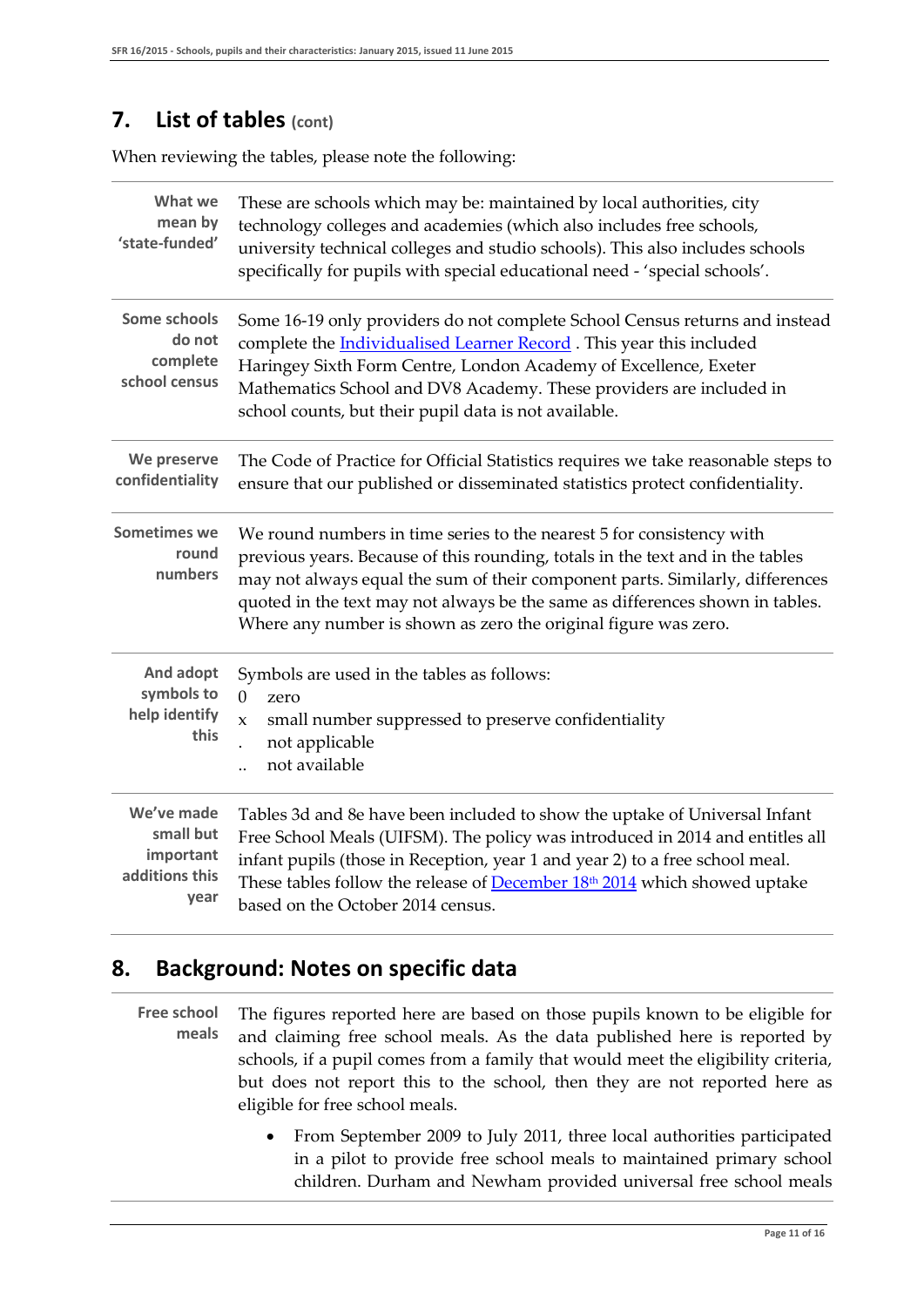## 7. List of tables (cont)

When reviewing the tables, please note the following:

| | |
|---|---|
| **What we mean by 'state-funded'** | These are schools which may be: maintained by local authorities, city technology colleges and academies (which also includes free schools, university technical colleges and studio schools). This also includes schools specifically for pupils with special educational need - 'special schools'. |
| **Some schools do not complete school census** | Some 16-19 only providers do not complete School Census returns and instead complete the Individualised Learner Record . This year this included Haringey Sixth Form Centre, London Academy of Excellence, Exeter Mathematics School and DV8 Academy. These providers are included in school counts, but their pupil data is not available. |
| **We preserve confidentiality** | The Code of Practice for Official Statistics requires we take reasonable steps to ensure that our published or disseminated statistics protect confidentiality. |
| **Sometimes we round numbers** | We round numbers in time series to the nearest 5 for consistency with previous years. Because of this rounding, totals in the text and in the tables may not always equal the sum of their component parts. Similarly, differences quoted in the text may not always be the same as differences shown in tables. Where any number is shown as zero the original figure was zero. |
| **And adopt symbols to help identify this** | Symbols are used in the tables as follows:<br>0 zero<br>x small number suppressed to preserve confidentiality<br>. not applicable<br>.. not available |
| **We've made small but important additions this year** | Tables 3d and 8e have been included to show the uptake of Universal Infant Free School Meals (UIFSM). The policy was introduced in 2014 and entitles all infant pupils (those in Reception, year 1 and year 2) to a free school meal. These tables follow the release of December 18th 2014 which showed uptake based on the October 2014 census. |

## 8. Background: Notes on specific data

**Free school meals**

The figures reported here are based on those pupils known to be eligible for and claiming free school meals. As the data published here is reported by schools, if a pupil comes from a family that would meet the eligibility criteria, but does not report this to the school, then they are not reported here as eligible for free school meals.

- From September 2009 to July 2011, three local authorities participated in a pilot to provide free school meals to maintained primary school children. Durham and Newham provided universal free school meals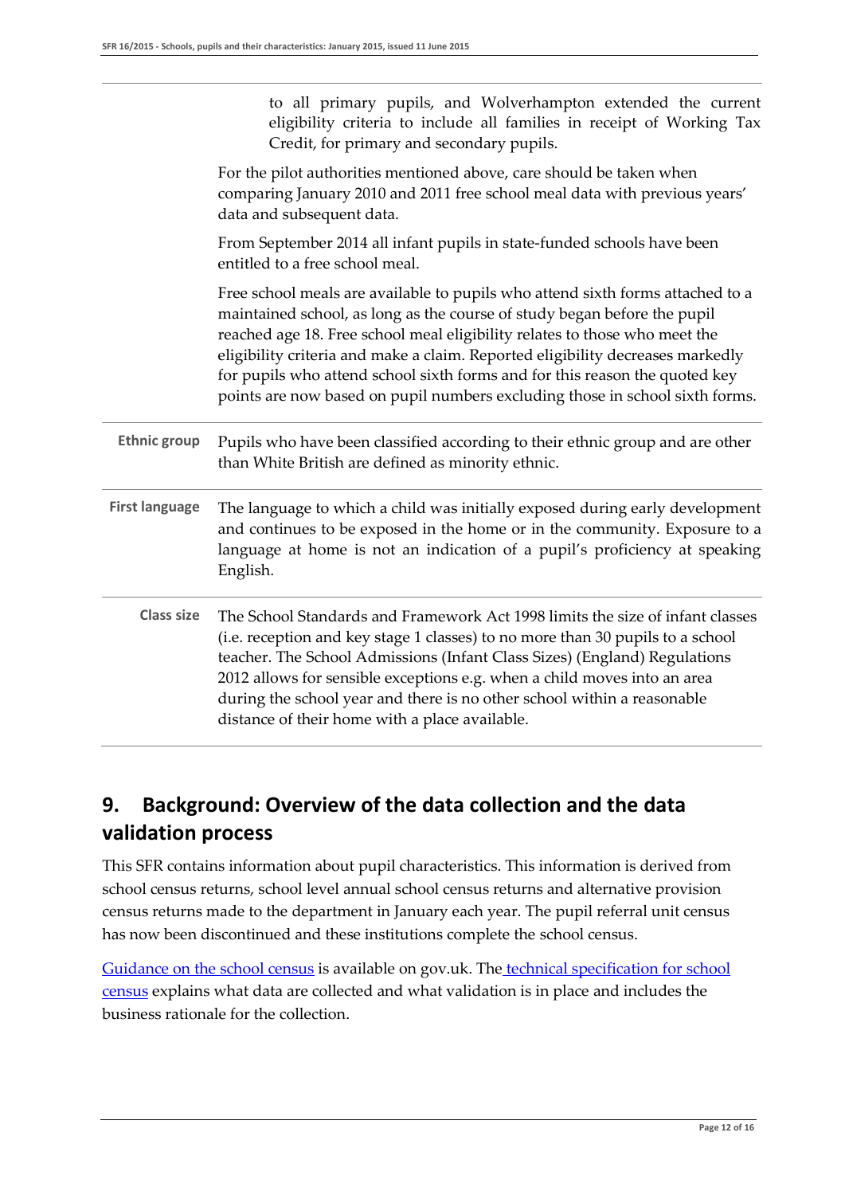| | |
|---|---|
| | to all primary pupils, and Wolverhampton extended the current eligibility criteria to include all families in receipt of Working Tax Credit, for primary and secondary pupils.<br><br>For the pilot authorities mentioned above, care should be taken when comparing January 2010 and 2011 free school meal data with previous years' data and subsequent data.<br><br>From September 2014 all infant pupils in state-funded schools have been entitled to a free school meal.<br><br>Free school meals are available to pupils who attend sixth forms attached to a maintained school, as long as the course of study began before the pupil reached age 18. Free school meal eligibility relates to those who meet the eligibility criteria and make a claim. Reported eligibility decreases markedly for pupils who attend school sixth forms and for this reason the quoted key points are now based on pupil numbers excluding those in school sixth forms. |
| **Ethnic group** | Pupils who have been classified according to their ethnic group and are other than White British are defined as minority ethnic. |
| **First language** | The language to which a child was initially exposed during early development and continues to be exposed in the home or in the community. Exposure to a language at home is not an indication of a pupil's proficiency at speaking English. |
| **Class size** | The School Standards and Framework Act 1998 limits the size of infant classes (i.e. reception and key stage 1 classes) to no more than 30 pupils to a school teacher. The School Admissions (Infant Class Sizes) (England) Regulations 2012 allows for sensible exceptions e.g. when a child moves into an area during the school year and there is no other school within a reasonable distance of their home with a place available. |

## 9. Background: Overview of the data collection and the data validation process

This SFR contains information about pupil characteristics. This information is derived from school census returns, school level annual school census returns and alternative provision census returns made to the department in January each year. The pupil referral unit census has now been discontinued and these institutions complete the school census.

Guidance on the school census is available on gov.uk. The technical specification for school census explains what data are collected and what validation is in place and includes the business rationale for the collection.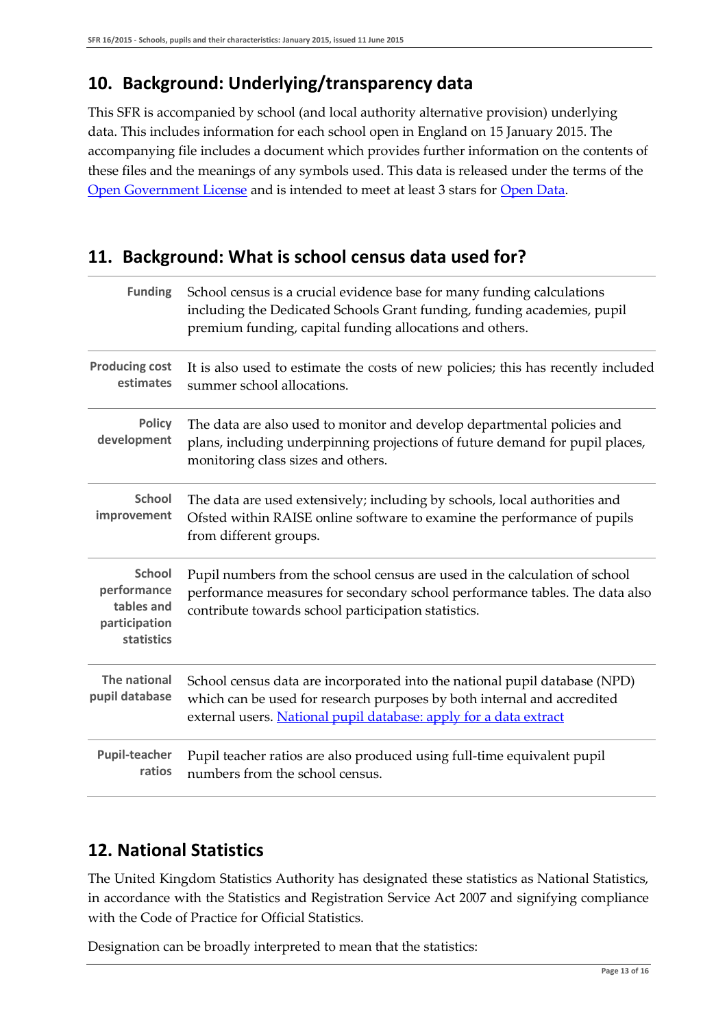## 10. Background: Underlying/transparency data

This SFR is accompanied by school (and local authority alternative provision) underlying data. This includes information for each school open in England on 15 January 2015. The accompanying file includes a document which provides further information on the contents of these files and the meanings of any symbols used. This data is released under the terms of the [Open Government License]() and is intended to meet at least 3 stars for [Open Data]().

## 11. Background: What is school census data used for?

| | |
|---|---|
| **Funding** | School census is a crucial evidence base for many funding calculations including the Dedicated Schools Grant funding, funding academies, pupil premium funding, capital funding allocations and others. |
| **Producing cost estimates** | It is also used to estimate the costs of new policies; this has recently included summer school allocations. |
| **Policy development** | The data are also used to monitor and develop departmental policies and plans, including underpinning projections of future demand for pupil places, monitoring class sizes and others. |
| **School improvement** | The data are used extensively; including by schools, local authorities and Ofsted within RAISE online software to examine the performance of pupils from different groups. |
| **School performance tables and participation statistics** | Pupil numbers from the school census are used in the calculation of school performance measures for secondary school performance tables. The data also contribute towards school participation statistics. |
| **The national pupil database** | School census data are incorporated into the national pupil database (NPD) which can be used for research purposes by both internal and accredited external users. [National pupil database: apply for a data extract]() |
| **Pupil-teacher ratios** | Pupil teacher ratios are also produced using full-time equivalent pupil numbers from the school census. |

## 12. National Statistics

The United Kingdom Statistics Authority has designated these statistics as National Statistics, in accordance with the Statistics and Registration Service Act 2007 and signifying compliance with the Code of Practice for Official Statistics.

Designation can be broadly interpreted to mean that the statistics: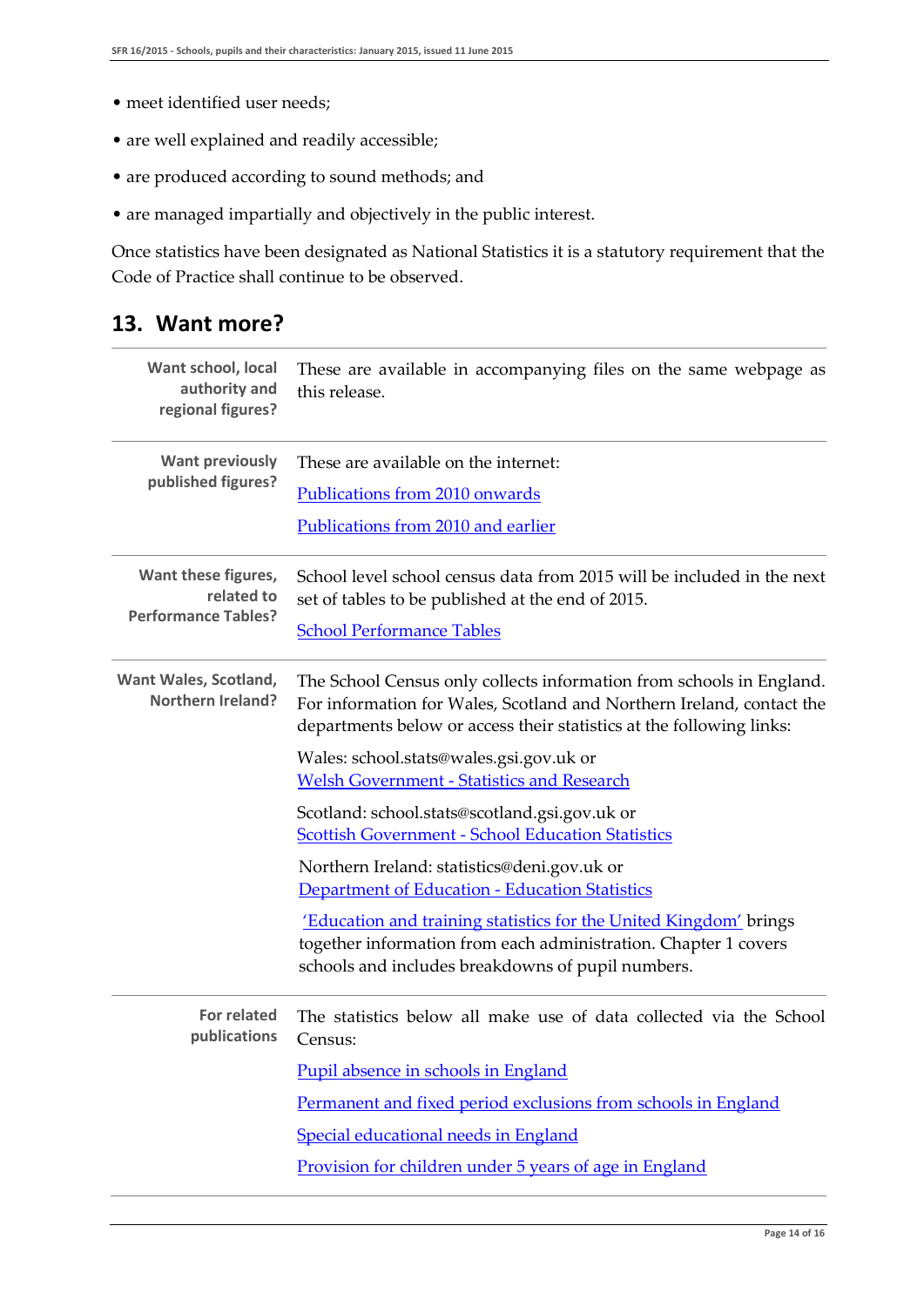- meet identified user needs;
- are well explained and readily accessible;
- are produced according to sound methods; and
- are managed impartially and objectively in the public interest.

Once statistics have been designated as National Statistics it is a statutory requirement that the Code of Practice shall continue to be observed.

## 13. Want more?

| | |
|---|---|
| **Want school, local authority and regional figures?** | These are available in accompanying files on the same webpage as this release. |
| **Want previously published figures?** | These are available on the internet:<br>Publications from 2010 onwards<br>Publications from 2010 and earlier |
| **Want these figures, related to Performance Tables?** | School level school census data from 2015 will be included in the next set of tables to be published at the end of 2015.<br>School Performance Tables |
| **Want Wales, Scotland, Northern Ireland?** | The School Census only collects information from schools in England. For information for Wales, Scotland and Northern Ireland, contact the departments below or access their statistics at the following links:<br>Wales: school.stats@wales.gsi.gov.uk or Welsh Government - Statistics and Research<br>Scotland: school.stats@scotland.gsi.gov.uk or Scottish Government - School Education Statistics<br>Northern Ireland: statistics@deni.gov.uk or Department of Education - Education Statistics<br>'Education and training statistics for the United Kingdom' brings together information from each administration. Chapter 1 covers schools and includes breakdowns of pupil numbers. |
| **For related publications** | The statistics below all make use of data collected via the School Census:<br>Pupil absence in schools in England<br>Permanent and fixed period exclusions from schools in England<br>Special educational needs in England<br>Provision for children under 5 years of age in England |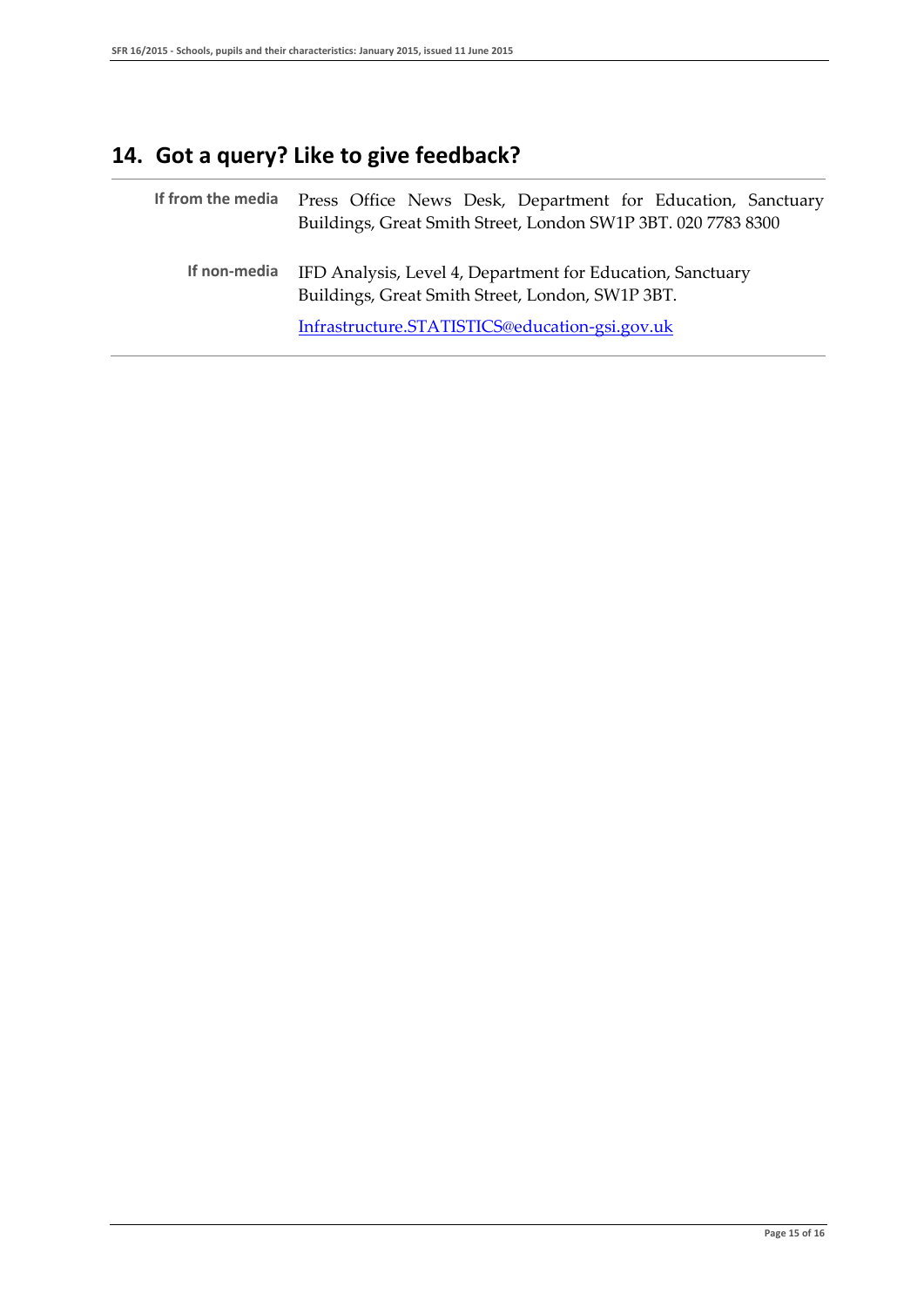## 14. Got a query? Like to give feedback?

| | |
|---|---|
| **If from the media** | Press Office News Desk, Department for Education, Sanctuary Buildings, Great Smith Street, London SW1P 3BT. 020 7783 8300 |
| **If non-media** | IFD Analysis, Level 4, Department for Education, Sanctuary Buildings, Great Smith Street, London, SW1P 3BT. <br> Infrastructure.STATISTICS@education-gsi.gov.uk |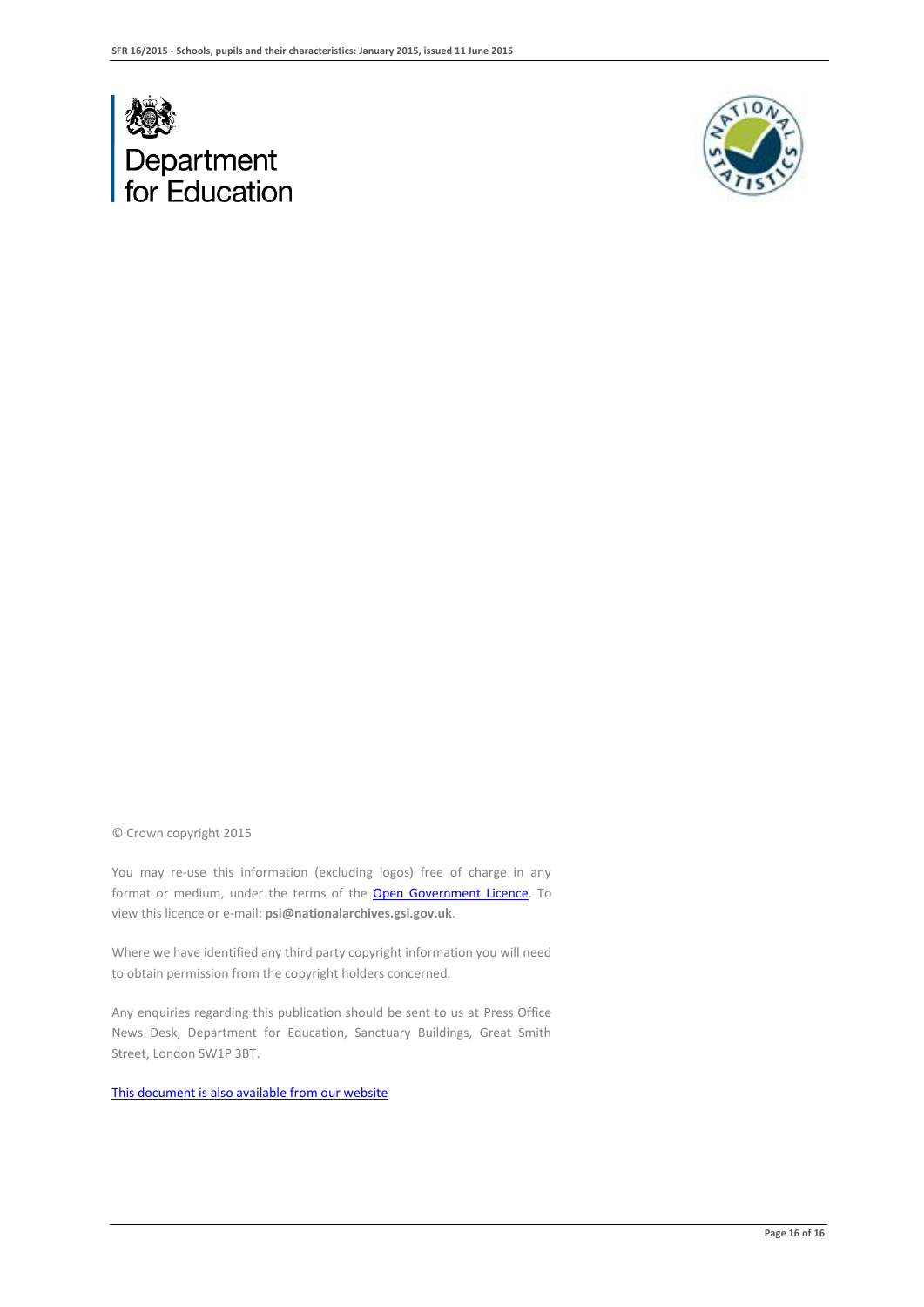Department for Education

© Crown copyright 2015

You may re-use this information (excluding logos) free of charge in any format or medium, under the terms of the Open Government Licence. To view this licence or e-mail: **psi@nationalarchives.gsi.gov.uk**.

Where we have identified any third party copyright information you will need to obtain permission from the copyright holders concerned.

Any enquiries regarding this publication should be sent to us at Press Office News Desk, Department for Education, Sanctuary Buildings, Great Smith Street, London SW1P 3BT.

This document is also available from our website